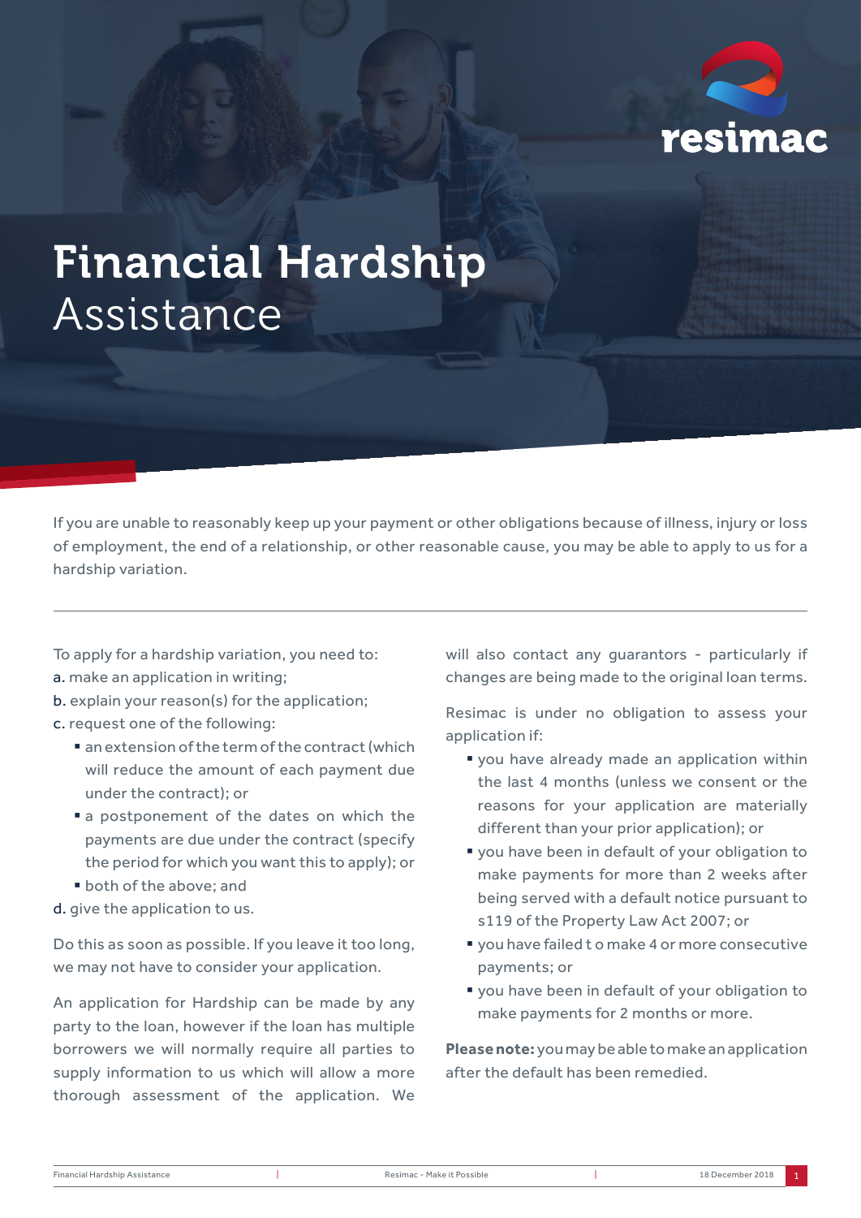# Financial Hardship Assistance

If you are unable to reasonably keep up your payment or other obligations because of illness, injury or loss of employment, the end of a relationship, or other reasonable cause, you may be able to apply to us for a hardship variation.

---

To apply for a hardship variation, you need to:

a. make an application in writing;

b. explain your reason(s) for the application;

c. request one of the following:

- an extension of the term of the contract (which will reduce the amount of each payment due under the contract); or
- a postponement of the dates on which the payments are due under the contract (specify the period for which you want this to apply); or
- both of the above; and

d. give the application to us.

Do this as soon as possible. If you leave it too long, we may not have to consider your application.

An application for Hardship can be made by any party to the loan, however if the loan has multiple borrowers we will normally require all parties to supply information to us which will allow a more thorough assessment of the application. We will also contact any guarantors - particularly if changes are being made to the original loan terms.

Resimac is under no obligation to assess your application if:

- you have already made an application within the last 4 months (unless we consent or the reasons for your application are materially different than your prior application); or
- you have been in default of your obligation to make payments for more than 2 weeks after being served with a default notice pursuant to s119 of the Property Law Act 2007; or
- you have failed t o make 4 or more consecutive payments; or
- you have been in default of your obligation to make payments for 2 months or more.

**Please note:** you may be able to make an application after the default has been remedied.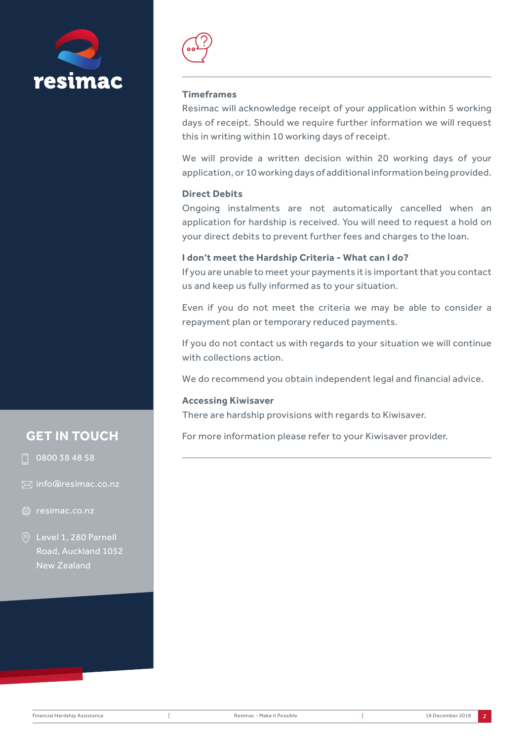### Timeframes

Resimac will acknowledge receipt of your application within 5 working days of receipt. Should we require further information we will request this in writing within 10 working days of receipt.

We will provide a written decision within 20 working days of your application, or 10 working days of additional information being provided.

### Direct Debits

Ongoing instalments are not automatically cancelled when an application for hardship is received. You will need to request a hold on your direct debits to prevent further fees and charges to the loan.

### I don't meet the Hardship Criteria - What can I do?

If you are unable to meet your payments it is important that you contact us and keep us fully informed as to your situation.

Even if you do not meet the criteria we may be able to consider a repayment plan or temporary reduced payments.

If you do not contact us with regards to your situation we will continue with collections action.

We do recommend you obtain independent legal and financial advice.

### Accessing Kiwisaver

There are hardship provisions with regards to Kiwisaver.

For more information please refer to your Kiwisaver provider.

## GET IN TOUCH

0800 38 48 58

info@resimac.co.nz

resimac.co.nz

Level 1, 280 Parnell Road, Auckland 1052
New Zealand